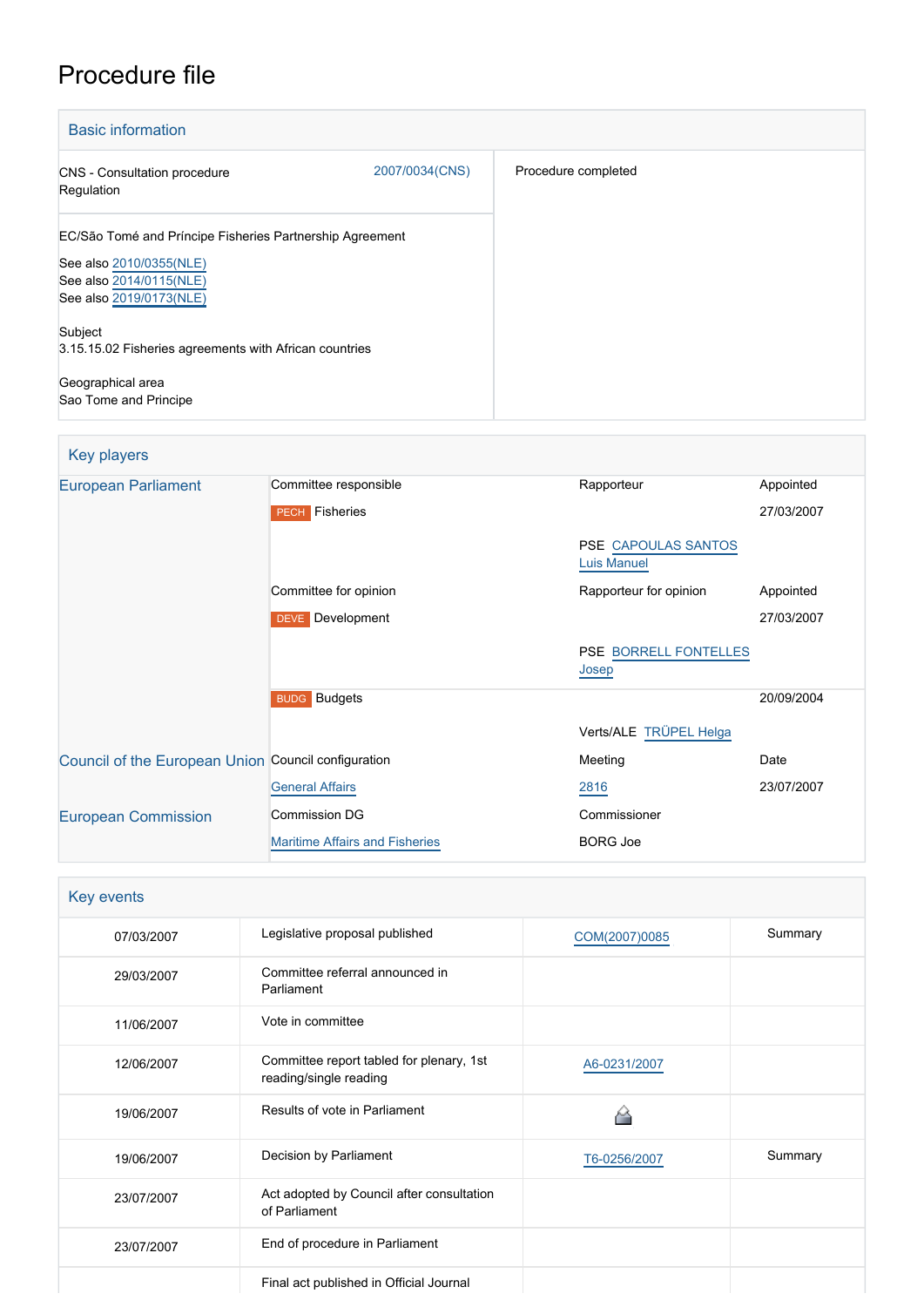# Procedure file

## Basic information

| | | |
|---|---|---|
| CNS - Consultation procedure<br>Regulation | 2007/0034(CNS) | Procedure completed |
| EC/São Tomé and Príncipe Fisheries Partnership Agreement<br><br>See also 2010/0355(NLE)<br>See also 2014/0115(NLE)<br>See also 2019/0173(NLE)<br><br>Subject<br>3.15.15.02 Fisheries agreements with African countries<br><br>Geographical area<br>Sao Tome and Principe | | |

## Key players

| | | | |
|---|---|---|---|
| European Parliament | Committee responsible | Rapporteur | Appointed |
| | PECH Fisheries | | 27/03/2007 |
| | | PSE CAPOULAS SANTOS Luis Manuel | |
| | Committee for opinion | Rapporteur for opinion | Appointed |
| | DEVE Development | | 27/03/2007 |
| | | PSE BORRELL FONTELLES Josep | |
| | BUDG Budgets | | 20/09/2004 |
| | | Verts/ALE TRÜPEL Helga | |
| Council of the European Union | Council configuration | Meeting | Date |
| | General Affairs | 2816 | 23/07/2007 |
| European Commission | Commission DG | Commissioner | |
| | Maritime Affairs and Fisheries | BORG Joe | |

## Key events

| | | | |
|---|---|---|---|
| 07/03/2007 | Legislative proposal published | COM(2007)0085 | Summary |
| 29/03/2007 | Committee referral announced in Parliament | | |
| 11/06/2007 | Vote in committee | | |
| 12/06/2007 | Committee report tabled for plenary, 1st reading/single reading | A6-0231/2007 | |
| 19/06/2007 | Results of vote in Parliament | | |
| 19/06/2007 | Decision by Parliament | T6-0256/2007 | Summary |
| 23/07/2007 | Act adopted by Council after consultation of Parliament | | |
| 23/07/2007 | End of procedure in Parliament | | |
| | Final act published in Official Journal | | |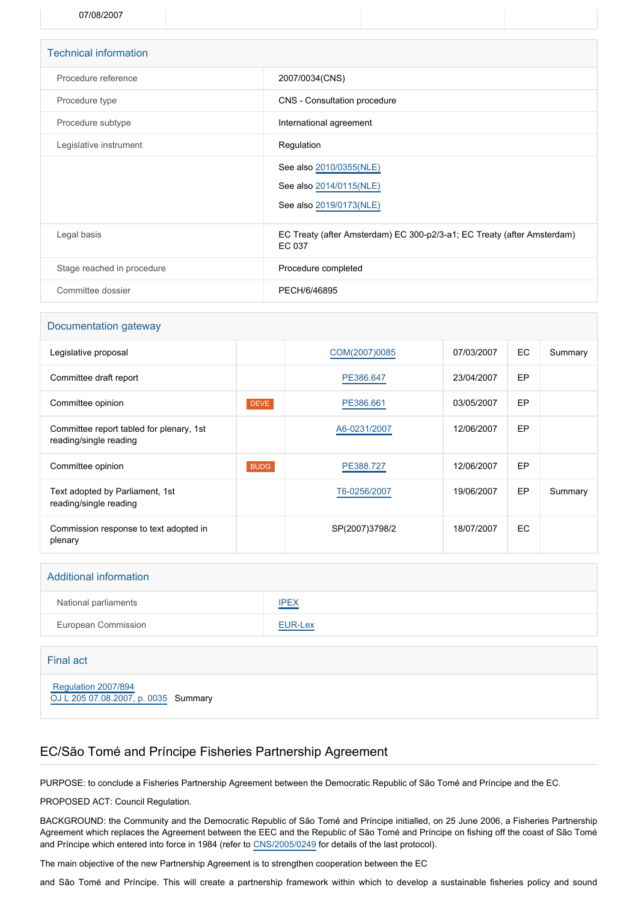| 07/08/2007 | | | |
|---|---|---|---|

## Technical information

| | |
|---|---|
| Procedure reference | 2007/0034(CNS) |
| Procedure type | CNS - Consultation procedure |
| Procedure subtype | International agreement |
| Legislative instrument | Regulation |
| | See also 2010/0355(NLE)<br>See also 2014/0115(NLE)<br>See also 2019/0173(NLE) |
| Legal basis | EC Treaty (after Amsterdam) EC 300-p2/3-a1; EC Treaty (after Amsterdam) EC 037 |
| Stage reached in procedure | Procedure completed |
| Committee dossier | PECH/6/46895 |

## Documentation gateway

| | | | | | |
|---|---|---|---|---|---|
| Legislative proposal | | COM(2007)0085 | 07/03/2007 | EC | Summary |
| Committee draft report | | PE386.647 | 23/04/2007 | EP | |
| Committee opinion | DEVE | PE386.661 | 03/05/2007 | EP | |
| Committee report tabled for plenary, 1st reading/single reading | | A6-0231/2007 | 12/06/2007 | EP | |
| Committee opinion | BUDG | PE388.727 | 12/06/2007 | EP | |
| Text adopted by Parliament, 1st reading/single reading | | T6-0256/2007 | 19/06/2007 | EP | Summary |
| Commission response to text adopted in plenary | | SP(2007)3798/2 | 18/07/2007 | EC | |

## Additional information

| | |
|---|---|
| National parliaments | IPEX |
| European Commission | EUR-Lex |

## Final act

Regulation 2007/894
OJ L 205 07.08.2007, p. 0035 Summary

## EC/São Tomé and Príncipe Fisheries Partnership Agreement

PURPOSE: to conclude a Fisheries Partnership Agreement between the Democratic Republic of São Tomé and Príncipe and the EC.

PROPOSED ACT: Council Regulation.

BACKGROUND: the Community and the Democratic Republic of São Tomé and Príncipe initialled, on 25 June 2006, a Fisheries Partnership Agreement which replaces the Agreement between the EEC and the Republic of São Tomé and Príncipe on fishing off the coast of São Tomé and Príncipe which entered into force in 1984 (refer to CNS/2005/0249 for details of the last protocol).

The main objective of the new Partnership Agreement is to strengthen cooperation between the EC

and São Tomé and Príncipe. This will create a partnership framework within which to develop a sustainable fisheries policy and sound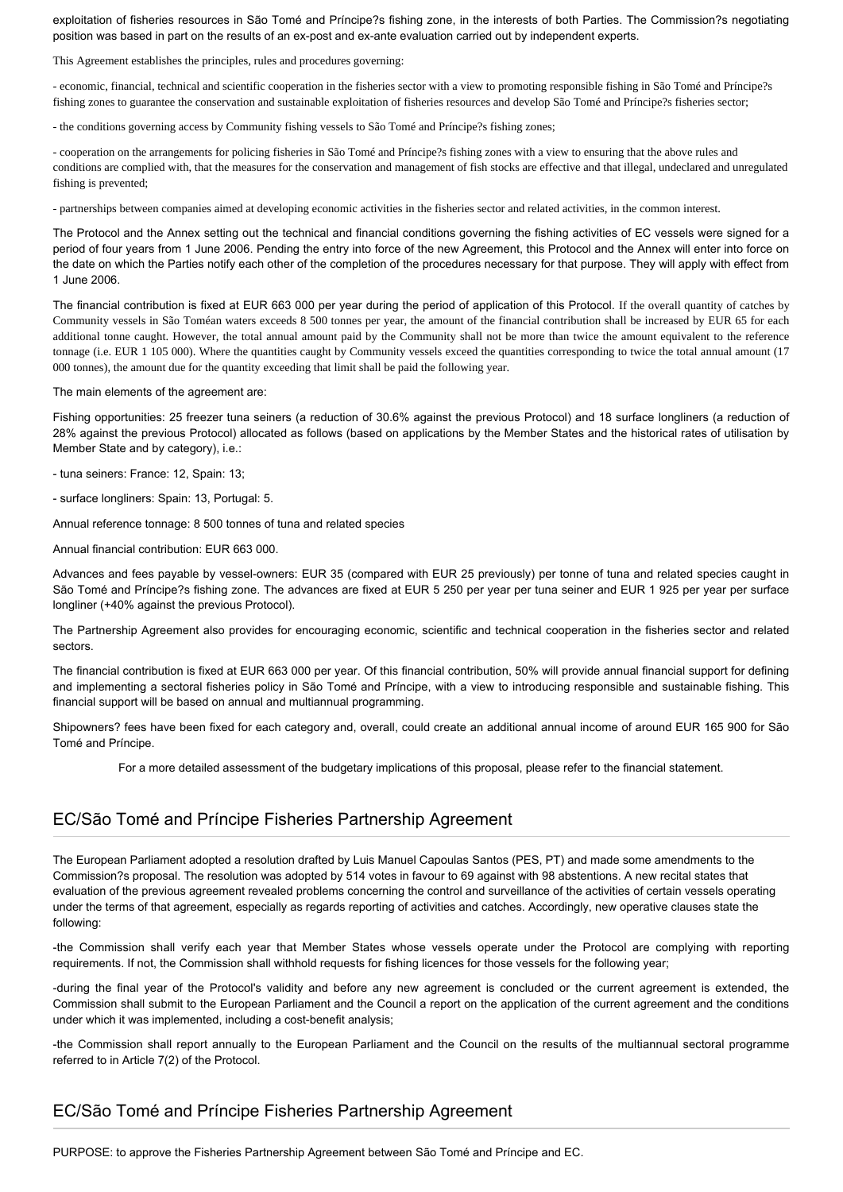exploitation of fisheries resources in São Tomé and Príncipe?s fishing zone, in the interests of both Parties. The Commission?s negotiating position was based in part on the results of an ex-post and ex-ante evaluation carried out by independent experts.

This Agreement establishes the principles, rules and procedures governing:

- economic, financial, technical and scientific cooperation in the fisheries sector with a view to promoting responsible fishing in São Tomé and Príncipe?s fishing zones to guarantee the conservation and sustainable exploitation of fisheries resources and develop São Tomé and Príncipe?s fisheries sector;

- the conditions governing access by Community fishing vessels to São Tomé and Príncipe?s fishing zones;

- cooperation on the arrangements for policing fisheries in São Tomé and Príncipe?s fishing zones with a view to ensuring that the above rules and conditions are complied with, that the measures for the conservation and management of fish stocks are effective and that illegal, undeclared and unregulated fishing is prevented;

- partnerships between companies aimed at developing economic activities in the fisheries sector and related activities, in the common interest.

The Protocol and the Annex setting out the technical and financial conditions governing the fishing activities of EC vessels were signed for a period of four years from 1 June 2006. Pending the entry into force of the new Agreement, this Protocol and the Annex will enter into force on the date on which the Parties notify each other of the completion of the procedures necessary for that purpose. They will apply with effect from 1 June 2006.

The financial contribution is fixed at EUR 663 000 per year during the period of application of this Protocol. If the overall quantity of catches by Community vessels in São Toméan waters exceeds 8 500 tonnes per year, the amount of the financial contribution shall be increased by EUR 65 for each additional tonne caught. However, the total annual amount paid by the Community shall not be more than twice the amount equivalent to the reference tonnage (i.e. EUR 1 105 000). Where the quantities caught by Community vessels exceed the quantities corresponding to twice the total annual amount (17 000 tonnes), the amount due for the quantity exceeding that limit shall be paid the following year.

The main elements of the agreement are:

Fishing opportunities: 25 freezer tuna seiners (a reduction of 30.6% against the previous Protocol) and 18 surface longliners (a reduction of 28% against the previous Protocol) allocated as follows (based on applications by the Member States and the historical rates of utilisation by Member State and by category), i.e.:

- tuna seiners: France: 12, Spain: 13;

- surface longliners: Spain: 13, Portugal: 5.

Annual reference tonnage: 8 500 tonnes of tuna and related species

Annual financial contribution: EUR 663 000.

Advances and fees payable by vessel-owners: EUR 35 (compared with EUR 25 previously) per tonne of tuna and related species caught in São Tomé and Príncipe?s fishing zone. The advances are fixed at EUR 5 250 per year per tuna seiner and EUR 1 925 per year per surface longliner (+40% against the previous Protocol).

The Partnership Agreement also provides for encouraging economic, scientific and technical cooperation in the fisheries sector and related sectors.

The financial contribution is fixed at EUR 663 000 per year. Of this financial contribution, 50% will provide annual financial support for defining and implementing a sectoral fisheries policy in São Tomé and Príncipe, with a view to introducing responsible and sustainable fishing. This financial support will be based on annual and multiannual programming.

Shipowners? fees have been fixed for each category and, overall, could create an additional annual income of around EUR 165 900 for São Tomé and Príncipe.

For a more detailed assessment of the budgetary implications of this proposal, please refer to the financial statement.

## EC/São Tomé and Príncipe Fisheries Partnership Agreement

The European Parliament adopted a resolution drafted by Luis Manuel Capoulas Santos (PES, PT) and made some amendments to the Commission?s proposal. The resolution was adopted by 514 votes in favour to 69 against with 98 abstentions. A new recital states that evaluation of the previous agreement revealed problems concerning the control and surveillance of the activities of certain vessels operating under the terms of that agreement, especially as regards reporting of activities and catches. Accordingly, new operative clauses state the following:

-the Commission shall verify each year that Member States whose vessels operate under the Protocol are complying with reporting requirements. If not, the Commission shall withhold requests for fishing licences for those vessels for the following year;

-during the final year of the Protocol's validity and before any new agreement is concluded or the current agreement is extended, the Commission shall submit to the European Parliament and the Council a report on the application of the current agreement and the conditions under which it was implemented, including a cost-benefit analysis;

-the Commission shall report annually to the European Parliament and the Council on the results of the multiannual sectoral programme referred to in Article 7(2) of the Protocol.

## EC/São Tomé and Príncipe Fisheries Partnership Agreement

PURPOSE: to approve the Fisheries Partnership Agreement between São Tomé and Príncipe and EC.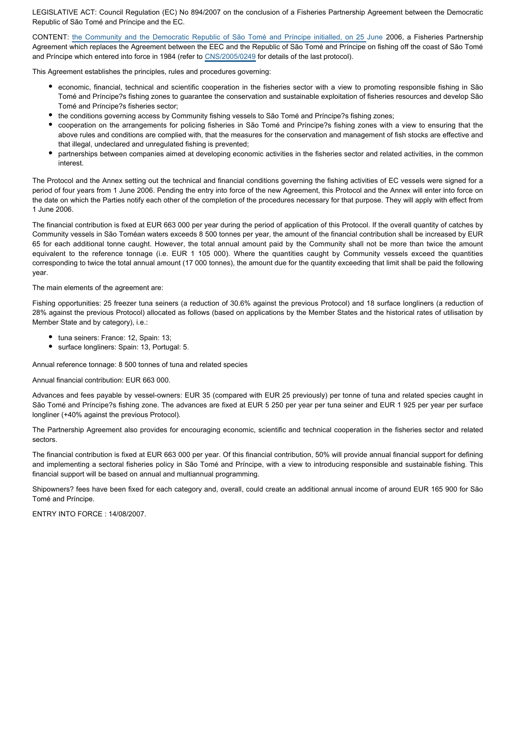LEGISLATIVE ACT: Council Regulation (EC) No 894/2007 on the conclusion of a Fisheries Partnership Agreement between the Democratic Republic of São Tomé and Príncipe and the EC.

CONTENT: the Community and the Democratic Republic of São Tomé and Príncipe initialled, on 25 June 2006, a Fisheries Partnership Agreement which replaces the Agreement between the EEC and the Republic of São Tomé and Príncipe on fishing off the coast of São Tomé and Príncipe which entered into force in 1984 (refer to CNS/2005/0249 for details of the last protocol).

This Agreement establishes the principles, rules and procedures governing:

- economic, financial, technical and scientific cooperation in the fisheries sector with a view to promoting responsible fishing in São Tomé and Príncipe?s fishing zones to guarantee the conservation and sustainable exploitation of fisheries resources and develop São Tomé and Príncipe?s fisheries sector;
- the conditions governing access by Community fishing vessels to São Tomé and Príncipe?s fishing zones;
- cooperation on the arrangements for policing fisheries in São Tomé and Príncipe?s fishing zones with a view to ensuring that the above rules and conditions are complied with, that the measures for the conservation and management of fish stocks are effective and that illegal, undeclared and unregulated fishing is prevented;
- partnerships between companies aimed at developing economic activities in the fisheries sector and related activities, in the common interest.

The Protocol and the Annex setting out the technical and financial conditions governing the fishing activities of EC vessels were signed for a period of four years from 1 June 2006. Pending the entry into force of the new Agreement, this Protocol and the Annex will enter into force on the date on which the Parties notify each other of the completion of the procedures necessary for that purpose. They will apply with effect from 1 June 2006.

The financial contribution is fixed at EUR 663 000 per year during the period of application of this Protocol. If the overall quantity of catches by Community vessels in São Toméan waters exceeds 8 500 tonnes per year, the amount of the financial contribution shall be increased by EUR 65 for each additional tonne caught. However, the total annual amount paid by the Community shall not be more than twice the amount equivalent to the reference tonnage (i.e. EUR 1 105 000). Where the quantities caught by Community vessels exceed the quantities corresponding to twice the total annual amount (17 000 tonnes), the amount due for the quantity exceeding that limit shall be paid the following year.

The main elements of the agreement are:

Fishing opportunities: 25 freezer tuna seiners (a reduction of 30.6% against the previous Protocol) and 18 surface longliners (a reduction of 28% against the previous Protocol) allocated as follows (based on applications by the Member States and the historical rates of utilisation by Member State and by category), i.e.:

- tuna seiners: France: 12, Spain: 13;
- surface longliners: Spain: 13, Portugal: 5.

Annual reference tonnage: 8 500 tonnes of tuna and related species

Annual financial contribution: EUR 663 000.

Advances and fees payable by vessel-owners: EUR 35 (compared with EUR 25 previously) per tonne of tuna and related species caught in São Tomé and Príncipe?s fishing zone. The advances are fixed at EUR 5 250 per year per tuna seiner and EUR 1 925 per year per surface longliner (+40% against the previous Protocol).

The Partnership Agreement also provides for encouraging economic, scientific and technical cooperation in the fisheries sector and related sectors.

The financial contribution is fixed at EUR 663 000 per year. Of this financial contribution, 50% will provide annual financial support for defining and implementing a sectoral fisheries policy in São Tomé and Príncipe, with a view to introducing responsible and sustainable fishing. This financial support will be based on annual and multiannual programming.

Shipowners? fees have been fixed for each category and, overall, could create an additional annual income of around EUR 165 900 for São Tomé and Príncipe.

ENTRY INTO FORCE : 14/08/2007.